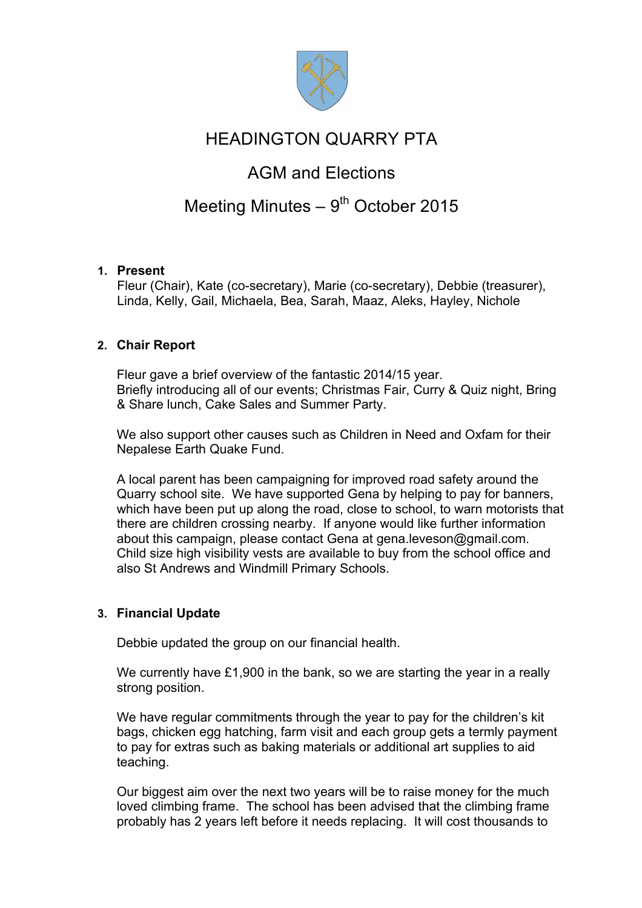# HEADINGTON QUARRY PTA

## AGM and Elections

## Meeting Minutes – 9th October 2015

1. **Present**

   Fleur (Chair), Kate (co-secretary), Marie (co-secretary), Debbie (treasurer), Linda, Kelly, Gail, Michaela, Bea, Sarah, Maaz, Aleks, Hayley, Nichole

2. **Chair Report**

   Fleur gave a brief overview of the fantastic 2014/15 year.
   Briefly introducing all of our events; Christmas Fair, Curry & Quiz night, Bring & Share lunch, Cake Sales and Summer Party.

   We also support other causes such as Children in Need and Oxfam for their Nepalese Earth Quake Fund.

   A local parent has been campaigning for improved road safety around the Quarry school site. We have supported Gena by helping to pay for banners, which have been put up along the road, close to school, to warn motorists that there are children crossing nearby. If anyone would like further information about this campaign, please contact Gena at gena.leveson@gmail.com. Child size high visibility vests are available to buy from the school office and also St Andrews and Windmill Primary Schools.

3. **Financial Update**

   Debbie updated the group on our financial health.

   We currently have £1,900 in the bank, so we are starting the year in a really strong position.

   We have regular commitments through the year to pay for the children's kit bags, chicken egg hatching, farm visit and each group gets a termly payment to pay for extras such as baking materials or additional art supplies to aid teaching.

   Our biggest aim over the next two years will be to raise money for the much loved climbing frame. The school has been advised that the climbing frame probably has 2 years left before it needs replacing. It will cost thousands to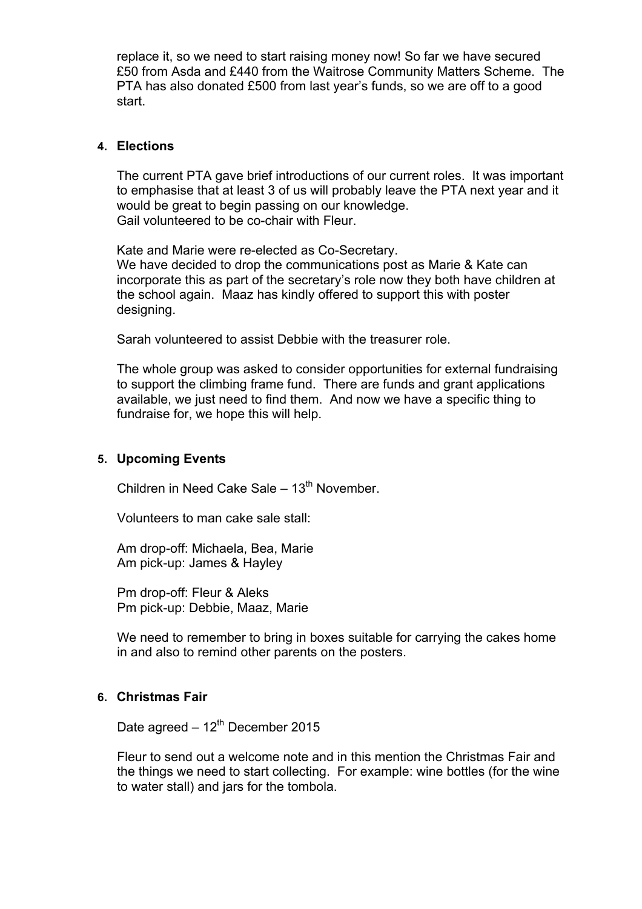replace it, so we need to start raising money now! So far we have secured £50 from Asda and £440 from the Waitrose Community Matters Scheme. The PTA has also donated £500 from last year's funds, so we are off to a good start.

**4. Elections**

The current PTA gave brief introductions of our current roles. It was important to emphasise that at least 3 of us will probably leave the PTA next year and it would be great to begin passing on our knowledge.
Gail volunteered to be co-chair with Fleur.

Kate and Marie were re-elected as Co-Secretary.
We have decided to drop the communications post as Marie & Kate can incorporate this as part of the secretary's role now they both have children at the school again. Maaz has kindly offered to support this with poster designing.

Sarah volunteered to assist Debbie with the treasurer role.

The whole group was asked to consider opportunities for external fundraising to support the climbing frame fund. There are funds and grant applications available, we just need to find them. And now we have a specific thing to fundraise for, we hope this will help.

**5. Upcoming Events**

Children in Need Cake Sale – 13th November.

Volunteers to man cake sale stall:

Am drop-off: Michaela, Bea, Marie
Am pick-up: James & Hayley

Pm drop-off: Fleur & Aleks
Pm pick-up: Debbie, Maaz, Marie

We need to remember to bring in boxes suitable for carrying the cakes home in and also to remind other parents on the posters.

**6. Christmas Fair**

Date agreed – 12th December 2015

Fleur to send out a welcome note and in this mention the Christmas Fair and the things we need to start collecting. For example: wine bottles (for the wine to water stall) and jars for the tombola.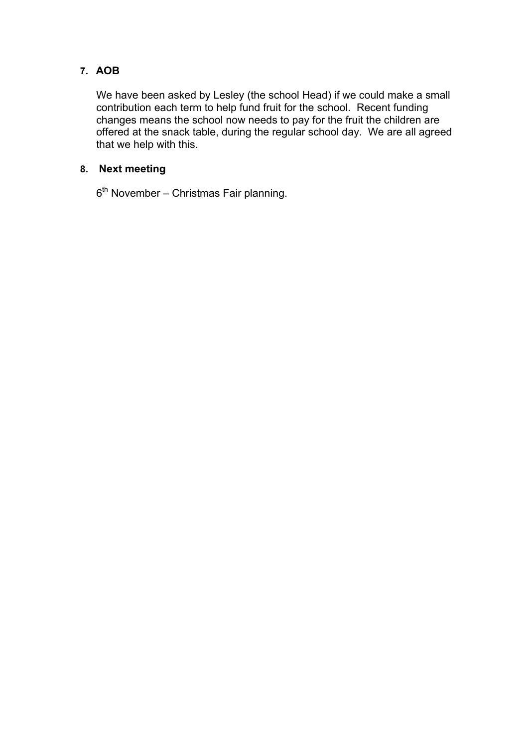## 7. AOB

We have been asked by Lesley (the school Head) if we could make a small contribution each term to help fund fruit for the school. Recent funding changes means the school now needs to pay for the fruit the children are offered at the snack table, during the regular school day. We are all agreed that we help with this.

## 8. Next meeting

6th November – Christmas Fair planning.